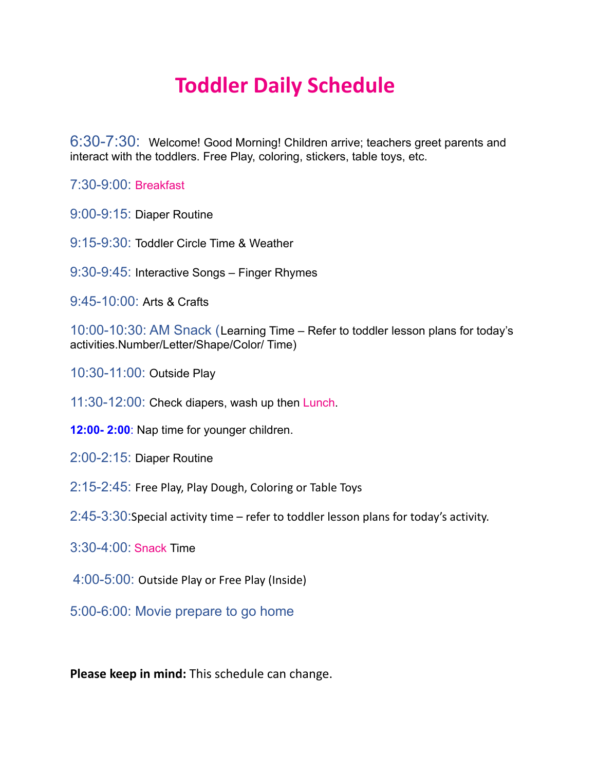# Toddler Daily Schedule

6:30-7:30: Welcome! Good Morning! Children arrive; teachers greet parents and interact with the toddlers. Free Play, coloring, stickers, table toys, etc.

7:30-9:00: Breakfast

9:00-9:15: Diaper Routine

9:15-9:30: Toddler Circle Time & Weather

9:30-9:45: Interactive Songs – Finger Rhymes

9:45-10:00: Arts & Crafts

10:00-10:30: AM Snack (Learning Time – Refer to toddler lesson plans for today's activities.Number/Letter/Shape/Color/ Time)

10:30-11:00: Outside Play

11:30-12:00: Check diapers, wash up then Lunch.

**12:00- 2:00**: Nap time for younger children.

2:00-2:15: Diaper Routine

2:15-2:45: Free Play, Play Dough, Coloring or Table Toys

2:45-3:30:Special activity time – refer to toddler lesson plans for today's activity.

3:30-4:00: Snack Time

4:00-5:00: Outside Play or Free Play (Inside)

5:00-6:00: Movie prepare to go home

**Please keep in mind:** This schedule can change.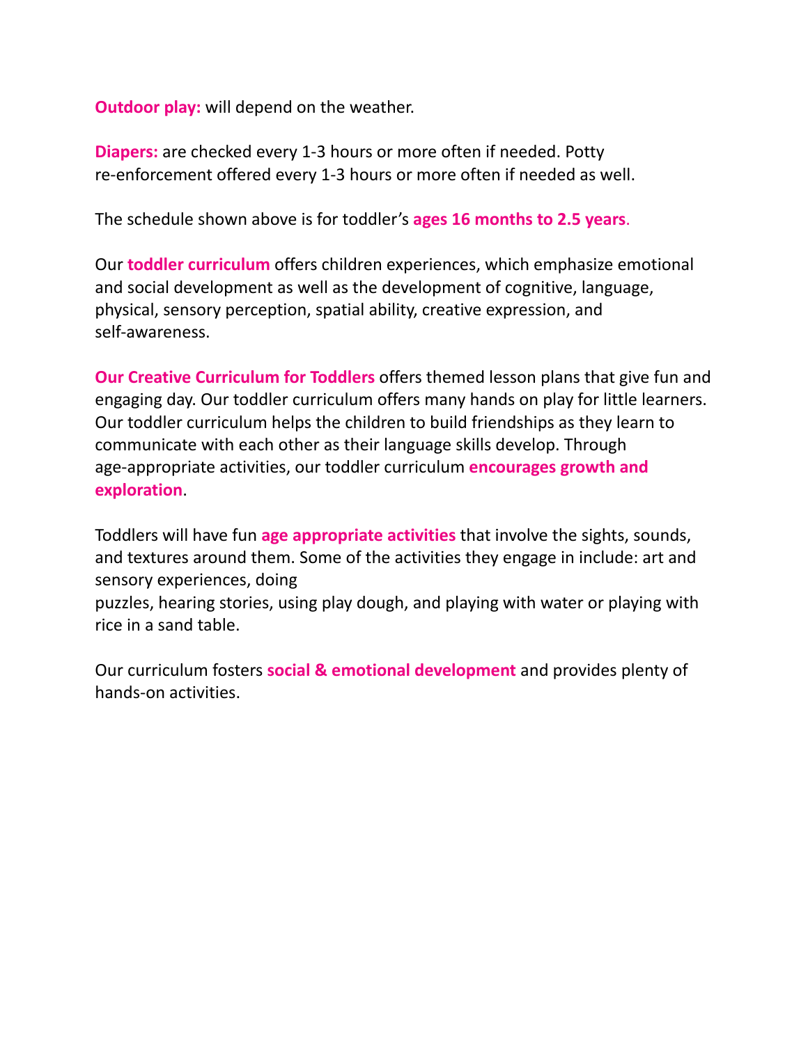**Outdoor play:** will depend on the weather.

**Diapers:** are checked every 1-3 hours or more often if needed. Potty re-enforcement offered every 1-3 hours or more often if needed as well.

The schedule shown above is for toddler's **ages 16 months to 2.5 years**.

Our **toddler curriculum** offers children experiences, which emphasize emotional and social development as well as the development of cognitive, language, physical, sensory perception, spatial ability, creative expression, and self-awareness.

**Our Creative Curriculum for Toddlers** offers themed lesson plans that give fun and engaging day. Our toddler curriculum offers many hands on play for little learners. Our toddler curriculum helps the children to build friendships as they learn to communicate with each other as their language skills develop. Through age-appropriate activities, our toddler curriculum **encourages growth and exploration**.

Toddlers will have fun **age appropriate activities** that involve the sights, sounds, and textures around them. Some of the activities they engage in include: art and sensory experiences, doing puzzles, hearing stories, using play dough, and playing with water or playing with rice in a sand table.

Our curriculum fosters **social & emotional development** and provides plenty of hands-on activities.